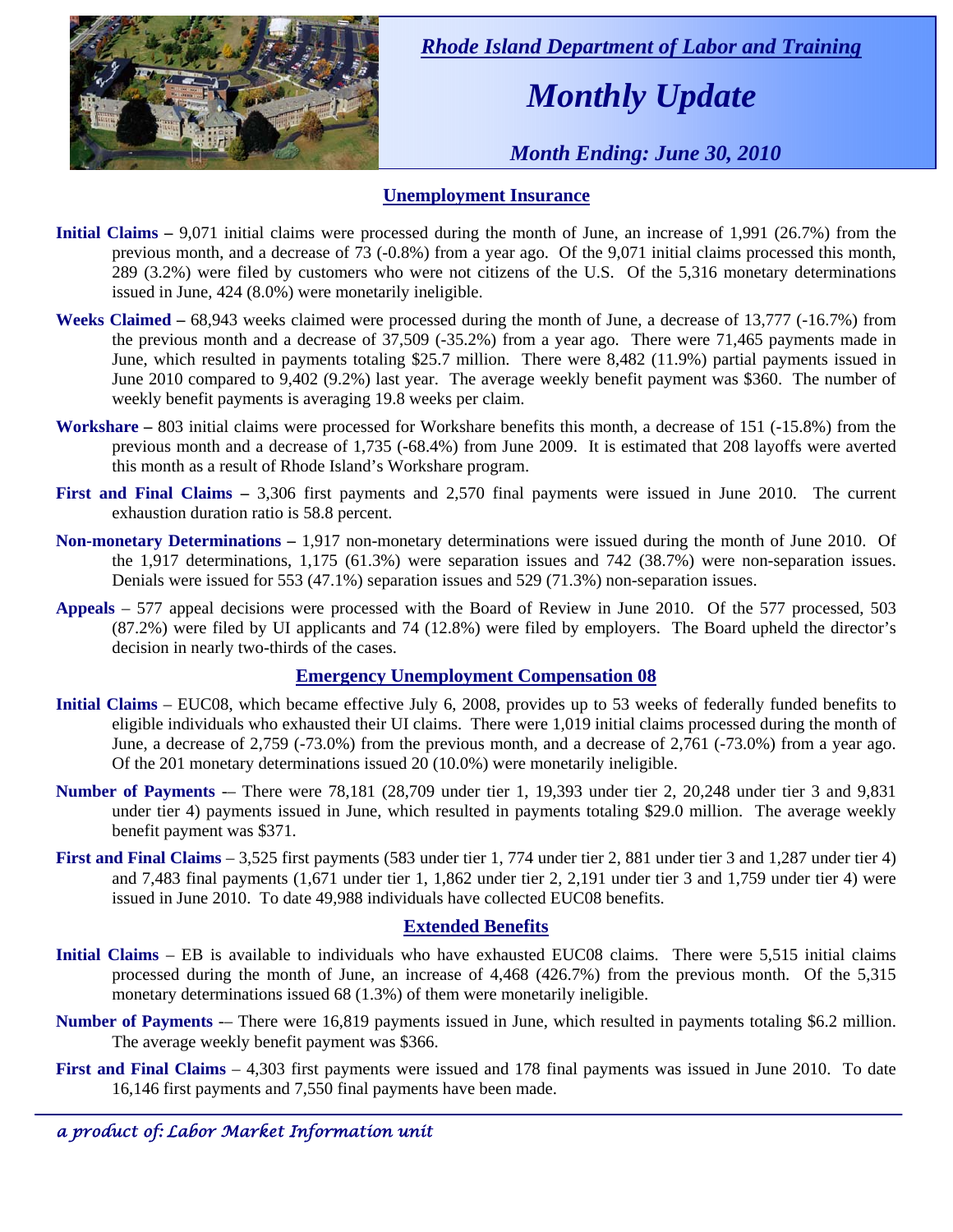*Rhode Island Department of Labor and Training*

# *Monthly Update*

*Month Ending: June 30, 2010*

## Unemployment Insurance

**Initial Claims –** 9,071 initial claims were processed during the month of June, an increase of 1,991 (26.7%) from the previous month, and a decrease of 73 (-0.8%) from a year ago. Of the 9,071 initial claims processed this month, 289 (3.2%) were filed by customers who were not citizens of the U.S. Of the 5,316 monetary determinations issued in June, 424 (8.0%) were monetarily ineligible.

**Weeks Claimed –** 68,943 weeks claimed were processed during the month of June, a decrease of 13,777 (-16.7%) from the previous month and a decrease of 37,509 (-35.2%) from a year ago. There were 71,465 payments made in June, which resulted in payments totaling $25.7 million. There were 8,482 (11.9%) partial payments issued in June 2010 compared to 9,402 (9.2%) last year. The average weekly benefit payment was $360. The number of weekly benefit payments is averaging 19.8 weeks per claim.

**Workshare –** 803 initial claims were processed for Workshare benefits this month, a decrease of 151 (-15.8%) from the previous month and a decrease of 1,735 (-68.4%) from June 2009. It is estimated that 208 layoffs were averted this month as a result of Rhode Island's Workshare program.

**First and Final Claims –** 3,306 first payments and 2,570 final payments were issued in June 2010. The current exhaustion duration ratio is 58.8 percent.

**Non-monetary Determinations –** 1,917 non-monetary determinations were issued during the month of June 2010. Of the 1,917 determinations, 1,175 (61.3%) were separation issues and 742 (38.7%) were non-separation issues. Denials were issued for 553 (47.1%) separation issues and 529 (71.3%) non-separation issues.

**Appeals** – 577 appeal decisions were processed with the Board of Review in June 2010. Of the 577 processed, 503 (87.2%) were filed by UI applicants and 74 (12.8%) were filed by employers. The Board upheld the director's decision in nearly two-thirds of the cases.

## Emergency Unemployment Compensation 08

**Initial Claims** – EUC08, which became effective July 6, 2008, provides up to 53 weeks of federally funded benefits to eligible individuals who exhausted their UI claims. There were 1,019 initial claims processed during the month of June, a decrease of 2,759 (-73.0%) from the previous month, and a decrease of 2,761 (-73.0%) from a year ago. Of the 201 monetary determinations issued 20 (10.0%) were monetarily ineligible.

**Number of Payments** -– There were 78,181 (28,709 under tier 1, 19,393 under tier 2, 20,248 under tier 3 and 9,831 under tier 4) payments issued in June, which resulted in payments totaling $29.0 million. The average weekly benefit payment was $371.

**First and Final Claims** – 3,525 first payments (583 under tier 1, 774 under tier 2, 881 under tier 3 and 1,287 under tier 4) and 7,483 final payments (1,671 under tier 1, 1,862 under tier 2, 2,191 under tier 3 and 1,759 under tier 4) were issued in June 2010. To date 49,988 individuals have collected EUC08 benefits.

## Extended Benefits

**Initial Claims** – EB is available to individuals who have exhausted EUC08 claims. There were 5,515 initial claims processed during the month of June, an increase of 4,468 (426.7%) from the previous month. Of the 5,315 monetary determinations issued 68 (1.3%) of them were monetarily ineligible.

**Number of Payments** -– There were 16,819 payments issued in June, which resulted in payments totaling $6.2 million. The average weekly benefit payment was $366.

**First and Final Claims** – 4,303 first payments were issued and 178 final payments was issued in June 2010. To date 16,146 first payments and 7,550 final payments have been made.

*a product of: Labor Market Information unit*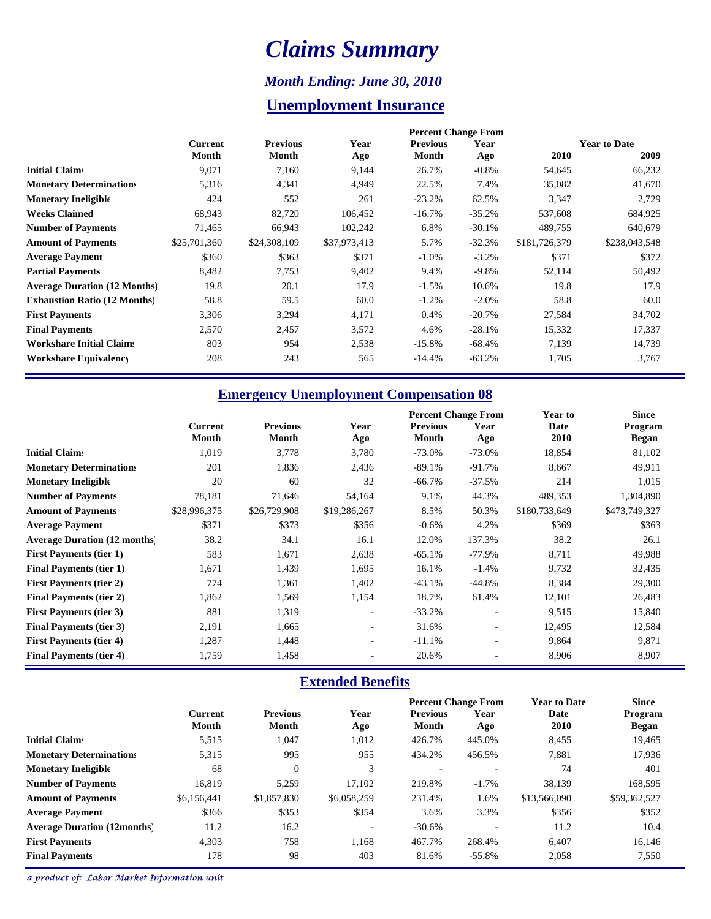# Claims Summary

### *Month Ending: June 30, 2010*

## Unemployment Insurance

| | Current Month | Previous Month | Year Ago | Percent Change From Previous Month | Percent Change From Year Ago | Year to Date 2010 | Year to Date 2009 |
|---|---|---|---|---|---|---|---|
| **Initial Claims** | 9,071 | 7,160 | 9,144 | 26.7% | -0.8% | 54,645 | 66,232 |
| **Monetary Determinations** | 5,316 | 4,341 | 4,949 | 22.5% | 7.4% | 35,082 | 41,670 |
| **Monetary Ineligible** | 424 | 552 | 261 | -23.2% | 62.5% | 3,347 | 2,729 |
| **Weeks Claimed** | 68,943 | 82,720 | 106,452 | -16.7% | -35.2% | 537,608 | 684,925 |
| **Number of Payments** | 71,465 | 66,943 | 102,242 | 6.8% | -30.1% | 489,755 | 640,679 |
| **Amount of Payments** | $25,701,360 | $24,308,109 | $37,973,413 | 5.7% | -32.3% | $181,726,379 | $238,043,548 |
| **Average Payment** | $360 | $363 | $371 | -1.0% | -3.2% | $371 | $372 |
| **Partial Payments** | 8,482 | 7,753 | 9,402 | 9.4% | -9.8% | 52,114 | 50,492 |
| **Average Duration (12 Months)** | 19.8 | 20.1 | 17.9 | -1.5% | 10.6% | 19.8 | 17.9 |
| **Exhaustion Ratio (12 Months)** | 58.8 | 59.5 | 60.0 | -1.2% | -2.0% | 58.8 | 60.0 |
| **First Payments** | 3,306 | 3,294 | 4,171 | 0.4% | -20.7% | 27,584 | 34,702 |
| **Final Payments** | 2,570 | 2,457 | 3,572 | 4.6% | -28.1% | 15,332 | 17,337 |
| **Workshare Initial Claims** | 803 | 954 | 2,538 | -15.8% | -68.4% | 7,139 | 14,739 |
| **Workshare Equivalency** | 208 | 243 | 565 | -14.4% | -63.2% | 1,705 | 3,767 |

## Emergency Unemployment Compensation 08

| | Current Month | Previous Month | Year Ago | Percent Change From Previous Month | Percent Change From Year Ago | Year to Date 2010 | Since Program Began |
|---|---|---|---|---|---|---|---|
| **Initial Claims** | 1,019 | 3,778 | 3,780 | -73.0% | -73.0% | 18,854 | 81,102 |
| **Monetary Determinations** | 201 | 1,836 | 2,436 | -89.1% | -91.7% | 8,667 | 49,911 |
| **Monetary Ineligible** | 20 | 60 | 32 | -66.7% | -37.5% | 214 | 1,015 |
| **Number of Payments** | 78,181 | 71,646 | 54,164 | 9.1% | 44.3% | 489,353 | 1,304,890 |
| **Amount of Payments** | $28,996,375 | $26,729,908 | $19,286,267 | 8.5% | 50.3% | $180,733,649 | $473,749,327 |
| **Average Payment** | $371 | $373 | $356 | -0.6% | 4.2% | $369 | $363 |
| **Average Duration (12 months)** | 38.2 | 34.1 | 16.1 | 12.0% | 137.3% | 38.2 | 26.1 |
| **First Payments (tier 1)** | 583 | 1,671 | 2,638 | -65.1% | -77.9% | 8,711 | 49,988 |
| **Final Payments (tier 1)** | 1,671 | 1,439 | 1,695 | 16.1% | -1.4% | 9,732 | 32,435 |
| **First Payments (tier 2)** | 774 | 1,361 | 1,402 | -43.1% | -44.8% | 8,384 | 29,300 |
| **Final Payments (tier 2)** | 1,862 | 1,569 | 1,154 | 18.7% | 61.4% | 12,101 | 26,483 |
| **First Payments (tier 3)** | 881 | 1,319 | - | -33.2% | - | 9,515 | 15,840 |
| **Final Payments (tier 3)** | 2,191 | 1,665 | - | 31.6% | - | 12,495 | 12,584 |
| **First Payments (tier 4)** | 1,287 | 1,448 | - | -11.1% | - | 9,864 | 9,871 |
| **Final Payments (tier 4)** | 1,759 | 1,458 | - | 20.6% | - | 8,906 | 8,907 |

## Extended Benefits

| | Current Month | Previous Month | Year Ago | Percent Change From Previous Month | Percent Change From Year Ago | Year to Date 2010 | Since Program Began |
|---|---|---|---|---|---|---|---|
| **Initial Claims** | 5,515 | 1,047 | 1,012 | 426.7% | 445.0% | 8,455 | 19,465 |
| **Monetary Determinations** | 5,315 | 995 | 955 | 434.2% | 456.5% | 7,881 | 17,936 |
| **Monetary Ineligible** | 68 | 0 | 3 | - | - | 74 | 401 |
| **Number of Payments** | 16,819 | 5,259 | 17,102 | 219.8% | -1.7% | 38,139 | 168,595 |
| **Amount of Payments** | $6,156,441 | $1,857,830 | $6,058,259 | 231.4% | 1.6% | $13,566,090 | $59,362,527 |
| **Average Payment** | $366 | $353 | $354 | 3.6% | 3.3% | $356 | $352 |
| **Average Duration (12months)** | 11.2 | 16.2 | - | -30.6% | - | 11.2 | 10.4 |
| **First Payments** | 4,303 | 758 | 1,168 | 467.7% | 268.4% | 6,407 | 16,146 |
| **Final Payments** | 178 | 98 | 403 | 81.6% | -55.8% | 2,058 | 7,550 |

*a product of: Labor Market Information unit*